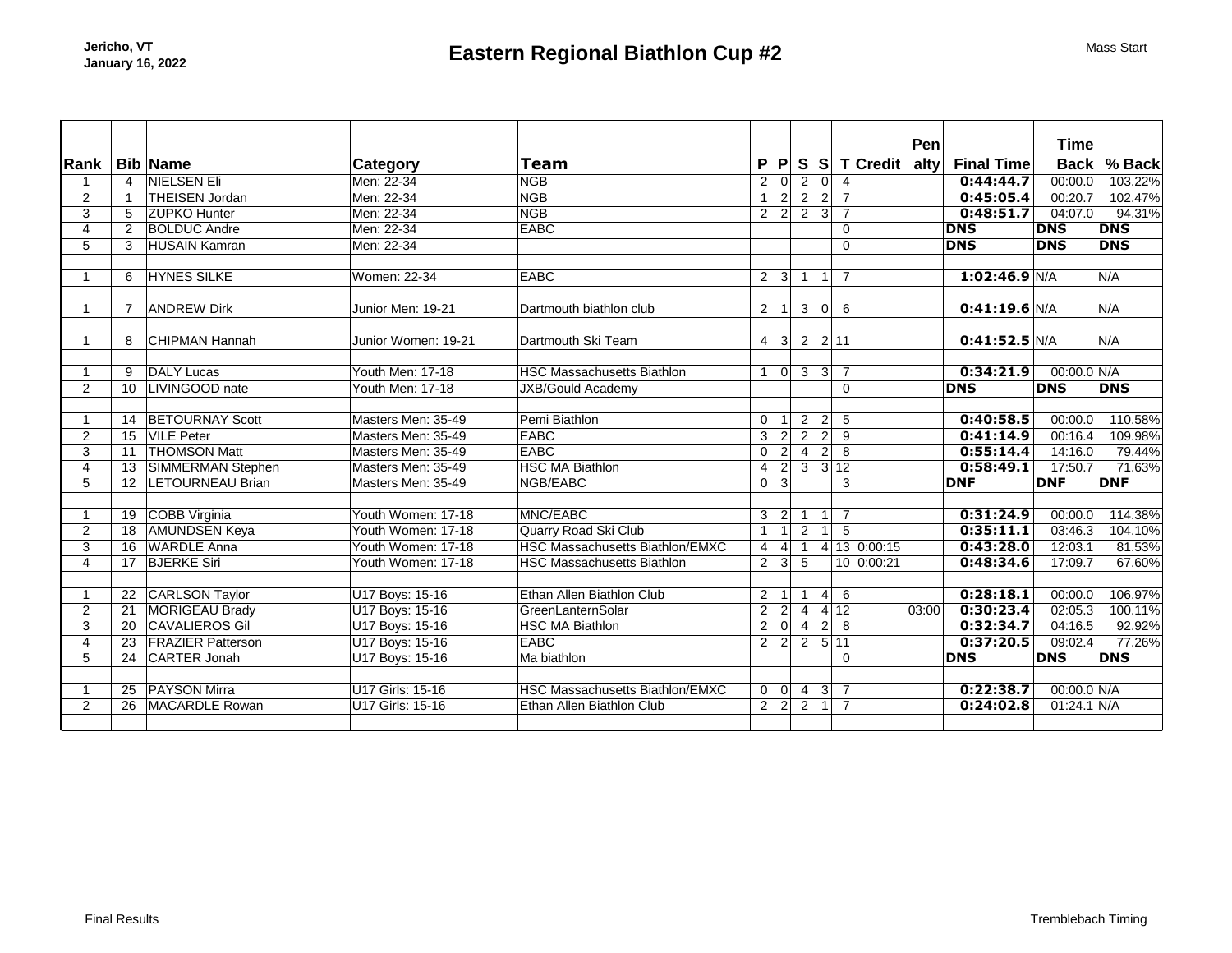Jericho, VT
January 16, 2022

# Eastern Regional Biathlon Cup #2

Mass Start

| Rank | Bib | Name | Category | Team | P | P | S | S | T | Credit | Penalty | Final Time | Time Back | % Back |
|---|---|---|---|---|---|---|---|---|---|---|---|---|---|---|
| 1 | 4 | NIELSEN Eli | Men: 22-34 | NGB | 2 | 0 | 2 | 0 | 4 | | | **0:44:44.7** | 00:00.0 | 103.22% |
| 2 | 1 | THEISEN Jordan | Men: 22-34 | NGB | 1 | 2 | 2 | 2 | 7 | | | **0:45:05.4** | 00:20.7 | 102.47% |
| 3 | 5 | ZUPKO Hunter | Men: 22-34 | NGB | 2 | 2 | 2 | 3 | 7 | | | **0:48:51.7** | 04:07.0 | 94.31% |
| 4 | 2 | BOLDUC Andre | Men: 22-34 | EABC | | | | | 0 | | | **DNS** | **DNS** | **DNS** |
| 5 | 3 | HUSAIN Kamran | Men: 22-34 | | | | | | 0 | | | **DNS** | **DNS** | **DNS** |
| | | | | | | | | | | | | | | |
| 1 | 6 | HYNES SILKE | Women: 22-34 | EABC | 2 | 3 | 1 | 1 | 7 | | | **1:02:46.9** | N/A | N/A |
| | | | | | | | | | | | | | | |
| 1 | 7 | ANDREW Dirk | Junior Men: 19-21 | Dartmouth biathlon club | 2 | 1 | 3 | 0 | 6 | | | **0:41:19.6** | N/A | N/A |
| | | | | | | | | | | | | | | |
| 1 | 8 | CHIPMAN Hannah | Junior Women: 19-21 | Dartmouth Ski Team | 4 | 3 | 2 | 2 | 11 | | | **0:41:52.5** | N/A | N/A |
| | | | | | | | | | | | | | | |
| 1 | 9 | DALY Lucas | Youth Men: 17-18 | HSC Massachusetts Biathlon | 1 | 0 | 3 | 3 | 7 | | | **0:34:21.9** | 00:00.0 | N/A |
| 2 | 10 | LIVINGOOD nate | Youth Men: 17-18 | JXB/Gould Academy | | | | | 0 | | | **DNS** | **DNS** | **DNS** |
| | | | | | | | | | | | | | | |
| 1 | 14 | BETOURNAY Scott | Masters Men: 35-49 | Pemi Biathlon | 0 | 1 | 2 | 2 | 5 | | | **0:40:58.5** | 00:00.0 | 110.58% |
| 2 | 15 | VILE Peter | Masters Men: 35-49 | EABC | 3 | 2 | 2 | 2 | 9 | | | **0:41:14.9** | 00:16.4 | 109.98% |
| 3 | 11 | THOMSON Matt | Masters Men: 35-49 | EABC | 0 | 2 | 4 | 2 | 8 | | | **0:55:14.4** | 14:16.0 | 79.44% |
| 4 | 13 | SIMMERMAN Stephen | Masters Men: 35-49 | HSC MA Biathlon | 4 | 2 | 3 | 3 | 12 | | | **0:58:49.1** | 17:50.7 | 71.63% |
| 5 | 12 | LETOURNEAU Brian | Masters Men: 35-49 | NGB/EABC | 0 | 3 | | | 3 | | | **DNF** | **DNF** | **DNF** |
| | | | | | | | | | | | | | | |
| 1 | 19 | COBB Virginia | Youth Women: 17-18 | MNC/EABC | 3 | 2 | 1 | 1 | 7 | | | **0:31:24.9** | 00:00.0 | 114.38% |
| 2 | 18 | AMUNDSEN Keya | Youth Women: 17-18 | Quarry Road Ski Club | 1 | 1 | 2 | 1 | 5 | | | **0:35:11.1** | 03:46.3 | 104.10% |
| 3 | 16 | WARDLE Anna | Youth Women: 17-18 | HSC Massachusetts Biathlon/EMXC | 4 | 4 | 1 | 4 | 13 | 0:00:15 | | **0:43:28.0** | 12:03.1 | 81.53% |
| 4 | 17 | BJERKE Siri | Youth Women: 17-18 | HSC Massachusetts Biathlon | 2 | 3 | 5 | | 10 | 0:00:21 | | **0:48:34.6** | 17:09.7 | 67.60% |
| | | | | | | | | | | | | | | |
| 1 | 22 | CARLSON Taylor | U17 Boys: 15-16 | Ethan Allen Biathlon Club | 2 | 1 | 1 | 4 | 6 | | | **0:28:18.1** | 00:00.0 | 106.97% |
| 2 | 21 | MORIGEAU Brady | U17 Boys: 15-16 | GreenLanternSolar | 2 | 2 | 4 | 4 | 12 | | 03:00 | **0:30:23.4** | 02:05.3 | 100.11% |
| 3 | 20 | CAVALIEROS Gil | U17 Boys: 15-16 | HSC MA Biathlon | 2 | 0 | 4 | 2 | 8 | | | **0:32:34.7** | 04:16.5 | 92.92% |
| 4 | 23 | FRAZIER Patterson | U17 Boys: 15-16 | EABC | 2 | 2 | 2 | 5 | 11 | | | **0:37:20.5** | 09:02.4 | 77.26% |
| 5 | 24 | CARTER Jonah | U17 Boys: 15-16 | Ma biathlon | | | | | 0 | | | **DNS** | **DNS** | **DNS** |
| | | | | | | | | | | | | | | |
| 1 | 25 | PAYSON Mirra | U17 Girls: 15-16 | HSC Massachusetts Biathlon/EMXC | 0 | 0 | 4 | 3 | 7 | | | **0:22:38.7** | 00:00.0 | N/A |
| 2 | 26 | MACARDLE Rowan | U17 Girls: 15-16 | Ethan Allen Biathlon Club | 2 | 2 | 2 | 1 | 7 | | | **0:24:02.8** | 01:24.1 | N/A |

Final Results

Tremblebach Timing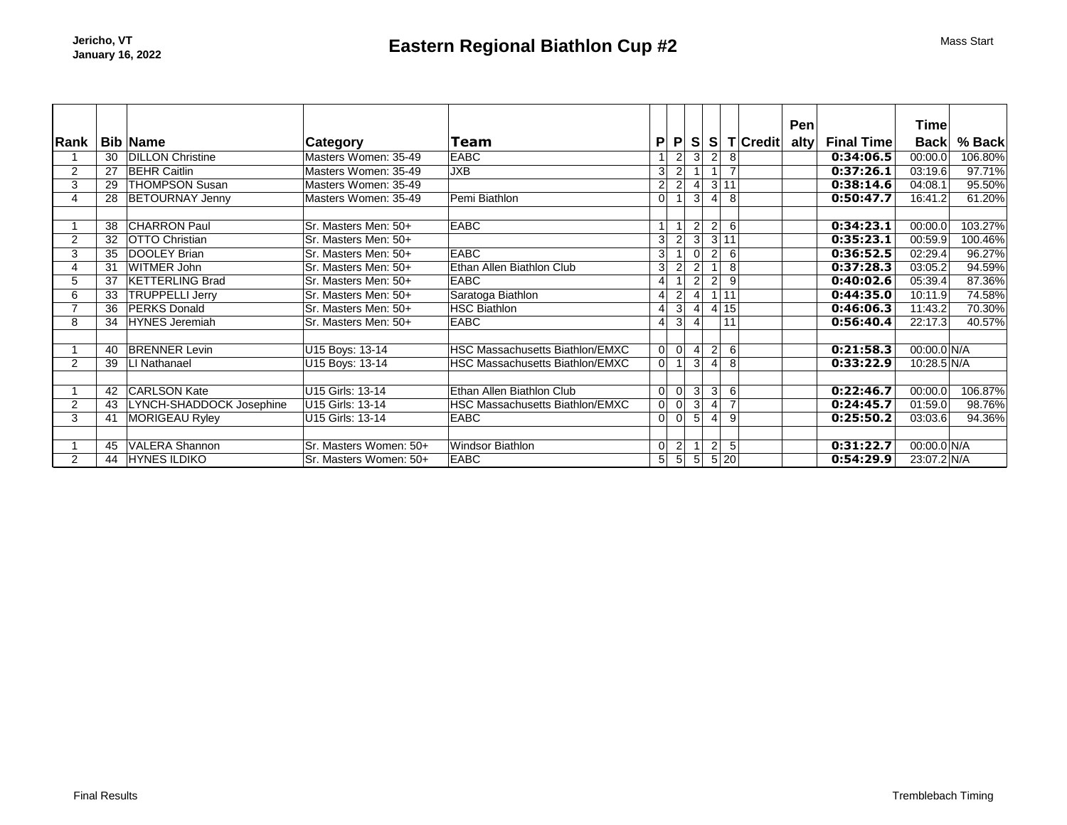**Jericho, VT**
**January 16, 2022**

# Eastern Regional Biathlon Cup #2

Mass Start

| Rank | Bib | Name | Category | Team | P | P | S | S | T | Credit | Penalty | Final Time | Time Back | % Back |
|---|---|---|---|---|---|---|---|---|---|---|---|---|---|---|
| 1 | 30 | DILLON Christine | Masters Women: 35-49 | EABC | 1 | 2 | 3 | 2 | 8 | | | **0:34:06.5** | 00:00.0 | 106.80% |
| 2 | 27 | BEHR Caitlin | Masters Women: 35-49 | JXB | 3 | 2 | 1 | 1 | 7 | | | **0:37:26.1** | 03:19.6 | 97.71% |
| 3 | 29 | THOMPSON Susan | Masters Women: 35-49 | | 2 | 2 | 4 | 3 | 11 | | | **0:38:14.6** | 04:08.1 | 95.50% |
| 4 | 28 | BETOURNAY Jenny | Masters Women: 35-49 | Pemi Biathlon | 0 | 1 | 3 | 4 | 8 | | | **0:50:47.7** | 16:41.2 | 61.20% |
| | | | | | | | | | | | | | | |
| 1 | 38 | CHARRON Paul | Sr. Masters Men: 50+ | EABC | 1 | 1 | 2 | 2 | 6 | | | **0:34:23.1** | 00:00.0 | 103.27% |
| 2 | 32 | OTTO Christian | Sr. Masters Men: 50+ | | 3 | 2 | 3 | 3 | 11 | | | **0:35:23.1** | 00:59.9 | 100.46% |
| 3 | 35 | DOOLEY Brian | Sr. Masters Men: 50+ | EABC | 3 | 1 | 0 | 2 | 6 | | | **0:36:52.5** | 02:29.4 | 96.27% |
| 4 | 31 | WITMER John | Sr. Masters Men: 50+ | Ethan Allen Biathlon Club | 3 | 2 | 2 | 1 | 8 | | | **0:37:28.3** | 03:05.2 | 94.59% |
| 5 | 37 | KETTERLING Brad | Sr. Masters Men: 50+ | EABC | 4 | 1 | 2 | 2 | 9 | | | **0:40:02.6** | 05:39.4 | 87.36% |
| 6 | 33 | TRUPPELLI Jerry | Sr. Masters Men: 50+ | Saratoga Biathlon | 4 | 2 | 4 | 1 | 11 | | | **0:44:35.0** | 10:11.9 | 74.58% |
| 7 | 36 | PERKS Donald | Sr. Masters Men: 50+ | HSC Biathlon | 4 | 3 | 4 | 4 | 15 | | | **0:46:06.3** | 11:43.2 | 70.30% |
| 8 | 34 | HYNES Jeremiah | Sr. Masters Men: 50+ | EABC | 4 | 3 | 4 | | 11 | | | **0:56:40.4** | 22:17.3 | 40.57% |
| | | | | | | | | | | | | | | |
| 1 | 40 | BRENNER Levin | U15 Boys: 13-14 | HSC Massachusetts Biathlon/EMXC | 0 | 0 | 4 | 2 | 6 | | | **0:21:58.3** | 00:00.0 | N/A |
| 2 | 39 | LI Nathanael | U15 Boys: 13-14 | HSC Massachusetts Biathlon/EMXC | 0 | 1 | 3 | 4 | 8 | | | **0:33:22.9** | 10:28.5 | N/A |
| | | | | | | | | | | | | | | |
| 1 | 42 | CARLSON Kate | U15 Girls: 13-14 | Ethan Allen Biathlon Club | 0 | 0 | 3 | 3 | 6 | | | **0:22:46.7** | 00:00.0 | 106.87% |
| 2 | 43 | LYNCH-SHADDOCK Josephine | U15 Girls: 13-14 | HSC Massachusetts Biathlon/EMXC | 0 | 0 | 3 | 4 | 7 | | | **0:24:45.7** | 01:59.0 | 98.76% |
| 3 | 41 | MORIGEAU Ryley | U15 Girls: 13-14 | EABC | 0 | 0 | 5 | 4 | 9 | | | **0:25:50.2** | 03:03.6 | 94.36% |
| | | | | | | | | | | | | | | |
| 1 | 45 | VALERA Shannon | Sr. Masters Women: 50+ | Windsor Biathlon | 0 | 2 | 1 | 2 | 5 | | | **0:31:22.7** | 00:00.0 | N/A |
| 2 | 44 | HYNES ILDIKO | Sr. Masters Women: 50+ | EABC | 5 | 5 | 5 | 5 | 20 | | | **0:54:29.9** | 23:07.2 | N/A |